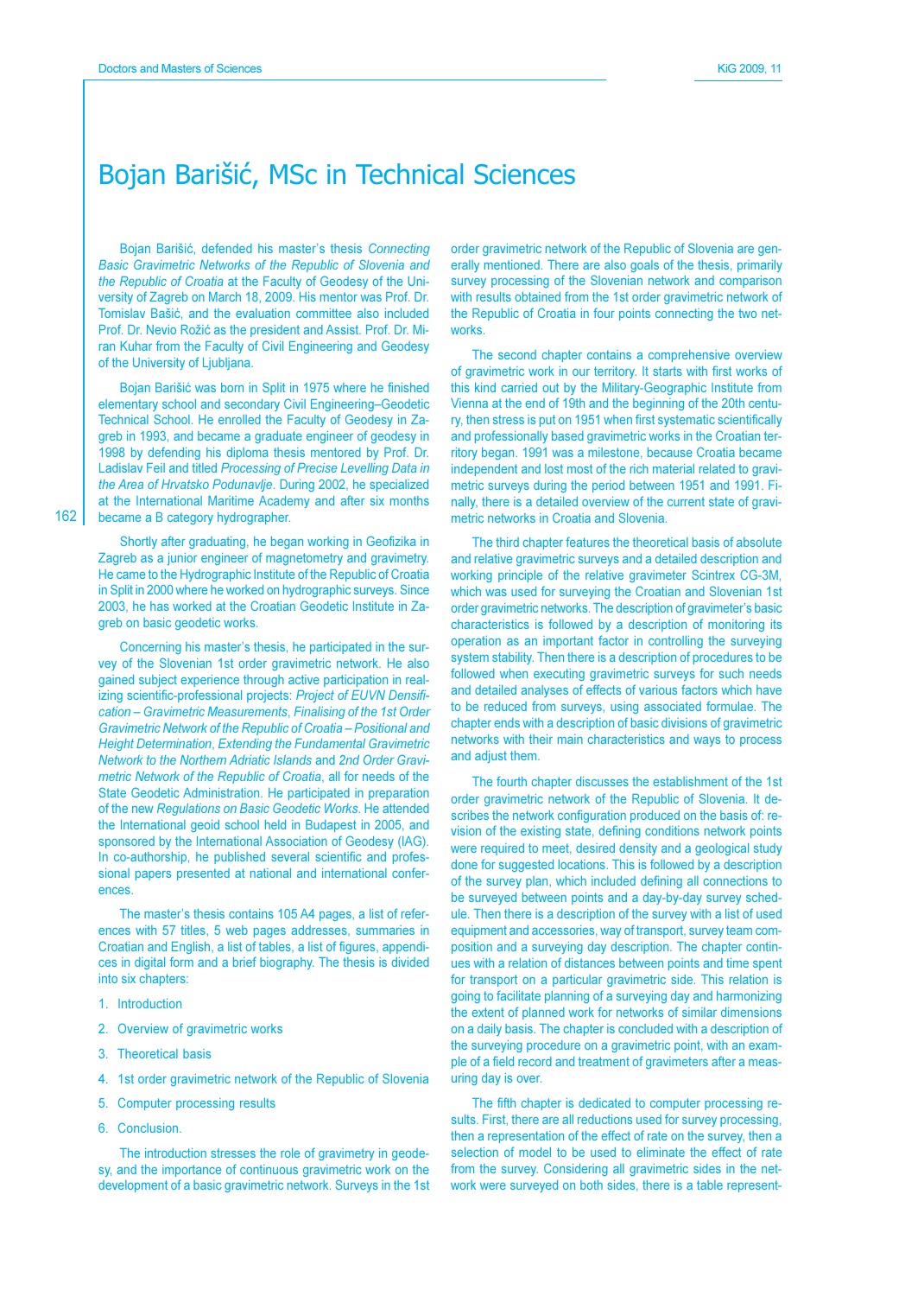# Bojan Barišić, MSc in Technical Sciences

Bojan Barišić, defended his master's thesis *Connecting Basic Gravimetric Networks of the Republic of Slovenia and the Republic of Croatia* at the Faculty of Geodesy of the University of Zagreb on March 18, 2009. His mentor was Prof. Dr. Tomislav Bašić, and the evaluation committee also included Prof. Dr. Nevio Rožić as the president and Assist. Prof. Dr. Miran Kuhar from the Faculty of Civil Engineering and Geodesy of the University of Ljubljana.

Bojan Barišić was born in Split in 1975 where he finished elementary school and secondary Civil Engineering–Geodetic Technical School. He enrolled the Faculty of Geodesy in Zagreb in 1993, and became a graduate engineer of geodesy in 1998 by defending his diploma thesis mentored by Prof. Dr. Ladislav Feil and titled *Processing of Precise Levelling Data in the Area of Hrvatsko Podunavlje*. During 2002, he specialized at the International Maritime Academy and after six months became a B category hydrographer.

Shortly after graduating, he began working in Geofizika in Zagreb as a junior engineer of magnetometry and gravimetry. He came to the Hydrographic Institute of the Republic of Croatia in Split in 2000 where he worked on hydrographic surveys. Since 2003, he has worked at the Croatian Geodetic Institute in Zagreb on basic geodetic works.

Concerning his master's thesis, he participated in the survey of the Slovenian 1st order gravimetric network. He also gained subject experience through active participation in realizing scientific-professional projects: *Project of EUVN Densification – Gravimetric Measurements*, *Finalising of the 1st Order Gravimetric Network of the Republic of Croatia – Positional and Height Determination*, *Extending the Fundamental Gravimetric Network to the Northern Adriatic Islands* and *2nd Order Gravimetric Network of the Republic of Croatia*, all for needs of the State Geodetic Administration. He participated in preparation of the new *Regulations on Basic Geodetic Works*. He attended the International geoid school held in Budapest in 2005, and sponsored by the International Association of Geodesy (IAG). In co-authorship, he published several scientific and professional papers presented at national and international conferences.

The master's thesis contains 105 A4 pages, a list of references with 57 titles, 5 web pages addresses, summaries in Croatian and English, a list of tables, a list of figures, appendices in digital form and a brief biography. The thesis is divided into six chapters:

1. Introduction
2. Overview of gravimetric works
3. Theoretical basis
4. 1st order gravimetric network of the Republic of Slovenia
5. Computer processing results
6. Conclusion.

The introduction stresses the role of gravimetry in geodesy, and the importance of continuous gravimetric work on the development of a basic gravimetric network. Surveys in the 1st order gravimetric network of the Republic of Slovenia are generally mentioned. There are also goals of the thesis, primarily survey processing of the Slovenian network and comparison with results obtained from the 1st order gravimetric network of the Republic of Croatia in four points connecting the two networks.

The second chapter contains a comprehensive overview of gravimetric work in our territory. It starts with first works of this kind carried out by the Military-Geographic Institute from Vienna at the end of 19th and the beginning of the 20th century, then stress is put on 1951 when first systematic scientifically and professionally based gravimetric works in the Croatian territory began. 1991 was a milestone, because Croatia became independent and lost most of the rich material related to gravimetric surveys during the period between 1951 and 1991. Finally, there is a detailed overview of the current state of gravimetric networks in Croatia and Slovenia.

The third chapter features the theoretical basis of absolute and relative gravimetric surveys and a detailed description and working principle of the relative gravimeter Scintrex CG-3M, which was used for surveying the Croatian and Slovenian 1st order gravimetric networks. The description of gravimeter's basic characteristics is followed by a description of monitoring its operation as an important factor in controlling the surveying system stability. Then there is a description of procedures to be followed when executing gravimetric surveys for such needs and detailed analyses of effects of various factors which have to be reduced from surveys, using associated formulae. The chapter ends with a description of basic divisions of gravimetric networks with their main characteristics and ways to process and adjust them.

The fourth chapter discusses the establishment of the 1st order gravimetric network of the Republic of Slovenia. It describes the network configuration produced on the basis of: revision of the existing state, defining conditions network points were required to meet, desired density and a geological study done for suggested locations. This is followed by a description of the survey plan, which included defining all connections to be surveyed between points and a day-by-day survey schedule. Then there is a description of the survey with a list of used equipment and accessories, way of transport, survey team composition and a surveying day description. The chapter continues with a relation of distances between points and time spent for transport on a particular gravimetric side. This relation is going to facilitate planning of a surveying day and harmonizing the extent of planned work for networks of similar dimensions on a daily basis. The chapter is concluded with a description of the surveying procedure on a gravimetric point, with an example of a field record and treatment of gravimeters after a measuring day is over.

The fifth chapter is dedicated to computer processing results. First, there are all reductions used for survey processing, then a representation of the effect of rate on the survey, then a selection of model to be used to eliminate the effect of rate from the survey. Considering all gravimetric sides in the network were surveyed on both sides, there is a table represent-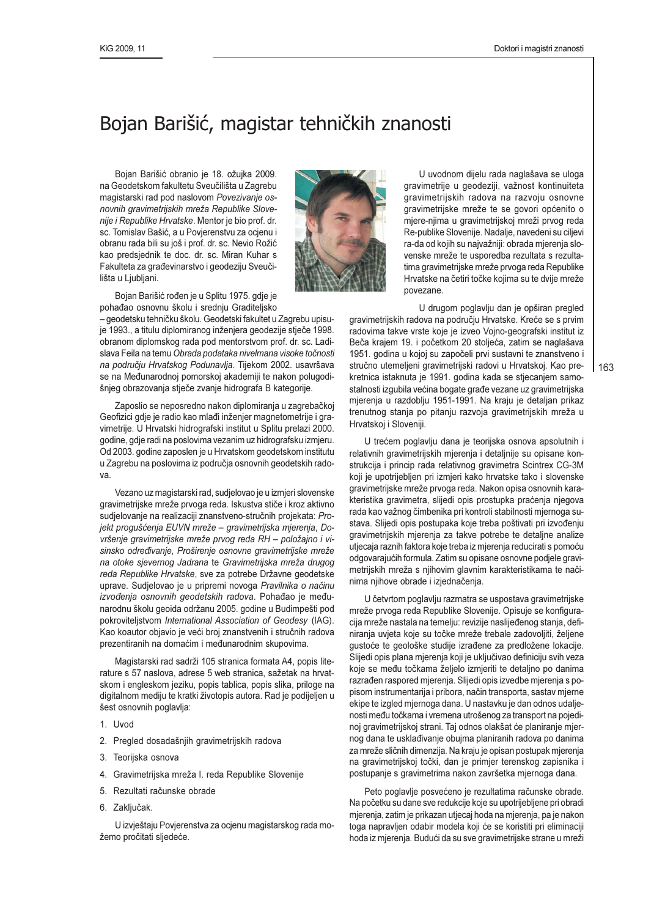# Bojan Barišić, magistar tehničkih znanosti

Bojan Barišić obranio je 18. ožujka 2009. na Geodetskom fakultetu Sveučilišta u Zagrebu magistarski rad pod naslovom *Povezivanje osnovnih gravimetrijskih mreža Republike Slovenije i Republike Hrvatske*. Mentor je bio prof. dr. sc. Tomislav Bašić, a u Povjerenstvu za ocjenu i obranu rada bili su još i prof. dr. sc. Nevio Rožić kao predsjednik te doc. dr. sc. Miran Kuhar s Fakulteta za građevinarstvo i geodeziju Sveučilišta u Ljubljani.

Bojan Barišić rođen je u Splitu 1975. gdje je pohađao osnovnu školu i srednju Graditeljsko – geodetsku tehničku školu. Geodetski fakultet u Zagrebu upisuje 1993., a titulu diplomiranog inženjera geodezije stječe 1998. obranom diplomskog rada pod mentorstvom prof. dr. sc. Ladislava Feila na temu *Obrada podataka nivelmana visoke točnosti na području Hrvatskog Podunavlja*. Tijekom 2002. usavršava se na Međunarodnoj pomorskoj akademiji te nakon polugodišnjeg obrazovanja stječe zvanje hidrografa B kategorije.

Zaposlio se neposredno nakon diplomiranja u zagrebačkoj Geofizici gdje je radio kao mlađi inženjer magnetometrije i gravimetrije. U Hrvatski hidrografski institut u Splitu prelazi 2000. godine, gdje radi na poslovima vezanim uz hidrografsku izmjeru. Od 2003. godine zaposlen je u Hrvatskom geodetskom institutu u Zagrebu na poslovima iz područja osnovnih geodetskih radova.

Vezano uz magistarski rad, sudjelovao je u izmjeri slovenske gravimetrijske mreže prvoga reda. Iskustva stiče i kroz aktivno sudjelovanje na realizaciji znanstveno-stručnih projekata: *Projekt progušćenja EUVN mreže – gravimetrijska mjerenja*, *Dovršenje gravimetrijske mreže prvog reda RH – položajno i visinsko određivanje*, *Proširenje osnovne gravimetrijske mreže na otoke sjevernog Jadrana* te *Gravimetrijska mreža drugog reda Republike Hrvatske*, sve za potrebe Državne geodetske uprave. Sudjelovao je u pripremi novoga *Pravilnika o načinu izvođenja osnovnih geodetskih radova*. Pohađao je međunarodnu školu geoida održanu 2005. godine u Budimpešti pod pokroviteljstvom *International Association of Geodesy* (IAG). Kao koautor objavio je veći broj znanstvenih i stručnih radova prezentiranih na domaćim i međunarodnim skupovima.

Magistarski rad sadrži 105 stranica formata A4, popis literature s 57 naslova, adrese 5 web stranica, sažetak na hrvatskom i engleskom jeziku, popis tablica, popis slika, priloge na digitalnom mediju te kratki životopis autora. Rad je podijeljen u šest osnovnih poglavlja:

1. Uvod
2. Pregled dosadašnjih gravimetrijskih radova
3. Teorijska osnova
4. Gravimetrijska mreža I. reda Republike Slovenije
5. Rezultati računske obrade
6. Zaključak.

U izvještaju Povjerenstva za ocjenu magistarskog rada možemo pročitati sljedeće.

U uvodnom dijelu rada naglašava se uloga gravimetrije u geodeziji, važnost kontinuiteta gravimetrijskih radova na razvoju osnovne gravimetrijske mreže te se govori općenito o mjere-njima u gravimetrijskoj mreži prvog reda Re-publike Slovenije. Nadalje, navedeni su ciljevi ra-da od kojih su najvažniji: obrada mjerenja slovenske mreže te usporedba rezultata s rezultatima gravimetrijske mreže prvoga reda Republike Hrvatske na četiri točke kojima su te dvije mreže povezane.

U drugom poglavlju dan je opširan pregled gravimetrijskih radova na području Hrvatske. Kreće se s prvim radovima takve vrste koje je izveo Vojno-geografski institut iz Beča krajem 19. i početkom 20 stoljeća, zatim se naglašava 1951. godina u kojoj su započeli prvi sustavni te znanstveno i stručno utemeljeni gravimetrijski radovi u Hrvatskoj. Kao prekretnica istaknuta je 1991. godina kada se stjecanjem samostalnosti izgubila većina bogate građe vezane uz gravimetrijska mjerenja u razdoblju 1951-1991. Na kraju je detaljan prikaz trenutnog stanja po pitanju razvoja gravimetrijskih mreža u Hrvatskoj i Sloveniji.

U trećem poglavlju dana je teorijska osnova apsolutnih i relativnih gravimetrijskih mjerenja i detaljnije su opisane konstrukcija i princip rada relativnog gravimetra Scintrex CG-3M koji je upotrijebljen pri izmjeri kako hrvatske tako i slovenske gravimetrijske mreže prvoga reda. Nakon opisa osnovnih karakteristika gravimetra, slijedi opis prostupka praćenja njegova rada kao važnog čimbenika pri kontroli stabilnosti mjernoga sustava. Slijedi opis postupaka koje treba poštivati pri izvođenju gravimetrijskih mjerenja za takve potrebe te detaljne analize utjecaja raznih faktora koje treba iz mjerenja reducirati s pomoću odgovarajućih formula. Zatim su opisane osnovne podjele gravimetrijskih mreža s njihovim glavnim karakteristikama te načinima njihove obrade i izjednačenja.

U četvrtom poglavlju razmatra se uspostava gravimetrijske mreže prvoga reda Republike Slovenije. Opisuje se konfiguracija mreže nastala na temelju: revizije naslijeđenog stanja, definiranja uvjeta koje su točke mreže trebale zadovoljiti, željene gustoće te geološke studije izrađene za predložene lokacije. Slijedi opis plana mjerenja koji je uključivao definiciju svih veza koje se među točkama željelo izmjeriti te detaljno po danima razrađen raspored mjerenja. Slijedi opis izvedbe mjerenja s popisom instrumentarija i pribora, način transporta, sastav mjerne ekipe te izgled mjernoga dana. U nastavku je dan odnos udaljenosti među točkama i vremena utrošenog za transport na pojedinoj gravimetrijskoj strani. Taj odnos olakšat će planiranje mjernog dana te usklađivanje obujma planiranih radova po danima za mreže sličnih dimenzija. Na kraju je opisan postupak mjerenja na gravimetrijskoj točki, dan je primjer terenskog zapisnika i postupanje s gravimetrima nakon završetka mjernoga dana.

Peto poglavlje posvećeno je rezultatima računske obrade. Na početku su dane sve redukcije koje su upotrijebljene pri obradi mjerenja, zatim je prikazan utjecaj hoda na mjerenja, pa je nakon toga napravljen odabir modela koji će se koristiti pri eliminaciji hoda iz mjerenja. Budući da su sve gravimetrijske strane u mreži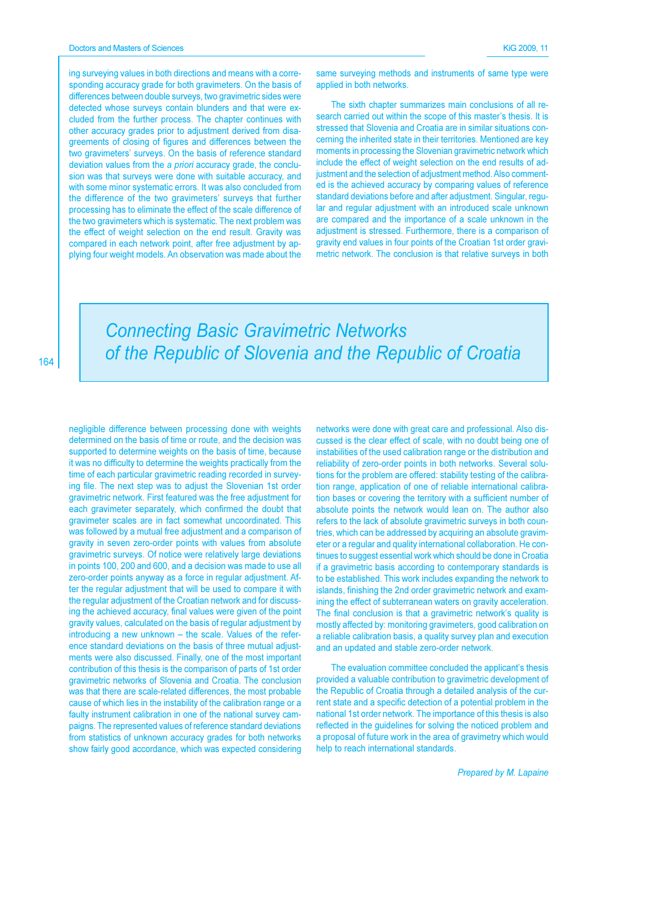ing surveying values in both directions and means with a corresponding accuracy grade for both gravimeters. On the basis of differences between double surveys, two gravimetric sides were detected whose surveys contain blunders and that were excluded from the further process. The chapter continues with other accuracy grades prior to adjustment derived from disagreements of closing of figures and differences between the two gravimeters' surveys. On the basis of reference standard deviation values from the *a priori* accuracy grade, the conclusion was that surveys were done with suitable accuracy, and with some minor systematic errors. It was also concluded from the difference of the two gravimeters' surveys that further processing has to eliminate the effect of the scale difference of the two gravimeters which is systematic. The next problem was the effect of weight selection on the end result. Gravity was compared in each network point, after free adjustment by applying four weight models. An observation was made about the same surveying methods and instruments of same type were applied in both networks.

The sixth chapter summarizes main conclusions of all research carried out within the scope of this master's thesis. It is stressed that Slovenia and Croatia are in similar situations concerning the inherited state in their territories. Mentioned are key moments in processing the Slovenian gravimetric network which include the effect of weight selection on the end results of adjustment and the selection of adjustment method. Also commented is the achieved accuracy by comparing values of reference standard deviations before and after adjustment. Singular, regular and regular adjustment with an introduced scale unknown are compared and the importance of a scale unknown in the adjustment is stressed. Furthermore, there is a comparison of gravity end values in four points of the Croatian 1st order gravimetric network. The conclusion is that relative surveys in both

# *Connecting Basic Gravimetric Networks of the Republic of Slovenia and the Republic of Croatia*

negligible difference between processing done with weights determined on the basis of time or route, and the decision was supported to determine weights on the basis of time, because it was no difficulty to determine the weights practically from the time of each particular gravimetric reading recorded in surveying file. The next step was to adjust the Slovenian 1st order gravimetric network. First featured was the free adjustment for each gravimeter separately, which confirmed the doubt that gravimeter scales are in fact somewhat uncoordinated. This was followed by a mutual free adjustment and a comparison of gravity in seven zero-order points with values from absolute gravimetric surveys. Of notice were relatively large deviations in points 100, 200 and 600, and a decision was made to use all zero-order points anyway as a force in regular adjustment. After the regular adjustment that will be used to compare it with the regular adjustment of the Croatian network and for discussing the achieved accuracy, final values were given of the point gravity values, calculated on the basis of regular adjustment by introducing a new unknown – the scale. Values of the reference standard deviations on the basis of three mutual adjustments were also discussed. Finally, one of the most important contribution of this thesis is the comparison of parts of 1st order gravimetric networks of Slovenia and Croatia. The conclusion was that there are scale-related differences, the most probable cause of which lies in the instability of the calibration range or a faulty instrument calibration in one of the national survey campaigns. The represented values of reference standard deviations from statistics of unknown accuracy grades for both networks show fairly good accordance, which was expected considering networks were done with great care and professional. Also discussed is the clear effect of scale, with no doubt being one of instabilities of the used calibration range or the distribution and reliability of zero-order points in both networks. Several solutions for the problem are offered: stability testing of the calibration range, application of one of reliable international calibration bases or covering the territory with a sufficient number of absolute points the network would lean on. The author also refers to the lack of absolute gravimetric surveys in both countries, which can be addressed by acquiring an absolute gravimeter or a regular and quality international collaboration. He continues to suggest essential work which should be done in Croatia if a gravimetric basis according to contemporary standards is to be established. This work includes expanding the network to islands, finishing the 2nd order gravimetric network and examining the effect of subterranean waters on gravity acceleration. The final conclusion is that a gravimetric network's quality is mostly affected by: monitoring gravimeters, good calibration on a reliable calibration basis, a quality survey plan and execution and an updated and stable zero-order network.

The evaluation committee concluded the applicant's thesis provided a valuable contribution to gravimetric development of the Republic of Croatia through a detailed analysis of the current state and a specific detection of a potential problem in the national 1st order network. The importance of this thesis is also reflected in the guidelines for solving the noticed problem and a proposal of future work in the area of gravimetry which would help to reach international standards.

*Prepared by M. Lapaine*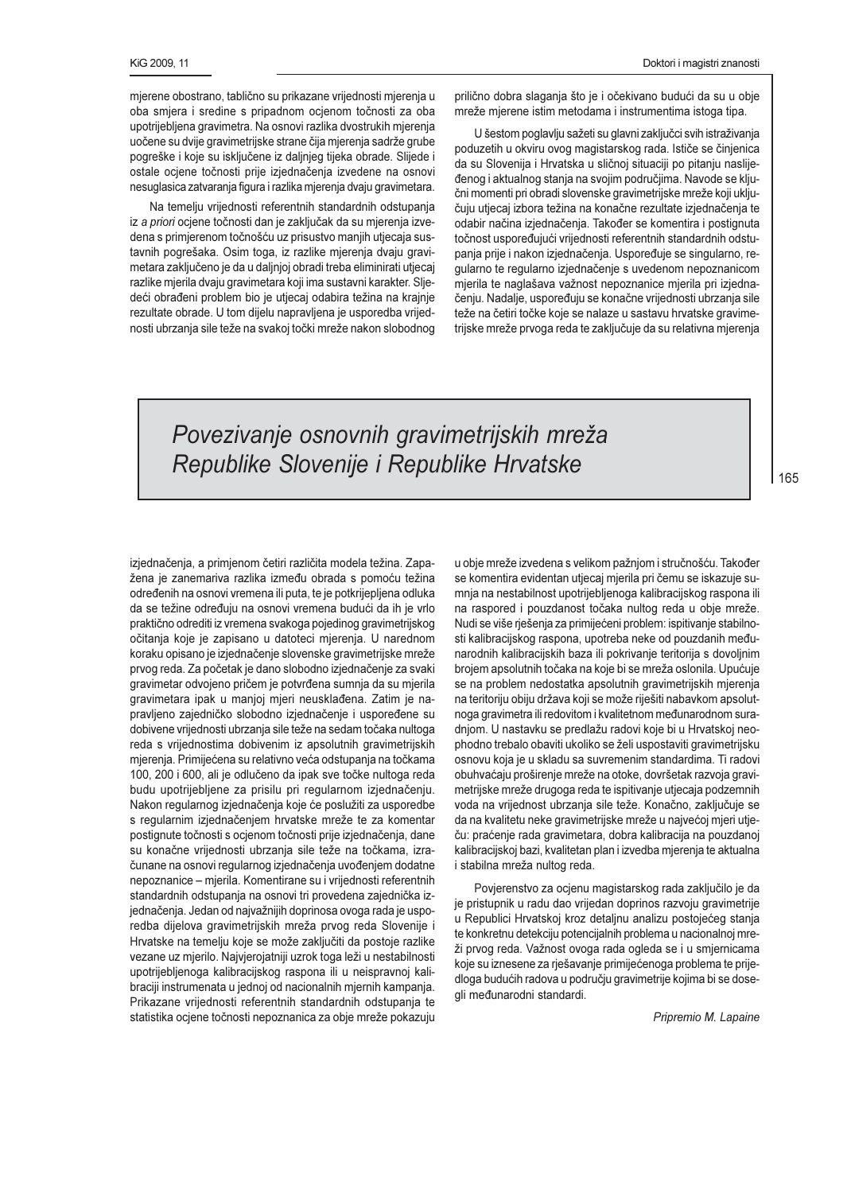mjerene obostrano, tablično su prikazane vrijednosti mjerenja u oba smjera i sredine s pripadnom ocjenom točnosti za oba upotrijebljena gravimetra. Na osnovi razlika dvostrukih mjerenja uočene su dvije gravimetrijske strane čija mjerenja sadrže grube pogreške i koje su isključene iz daljnjeg tijeka obrade. Slijede i ostale ocjene točnosti prije izjednačenja izvedene na osnovi nesuglasica zatvaranja figura i razlika mjerenja dvaju gravimetara.

Na temelju vrijednosti referentnih standardnih odstupanja iz *a priori* ocjene točnosti dan je zaključak da su mjerenja izvedena s primjerenom točnošću uz prisustvo manjih utjecaja sustavnih pogrešaka. Osim toga, iz razlike mjerenja dvaju gravimetara zaključeno je da u daljnjoj obradi treba eliminirati utjecaj razlike mjerila dvaju gravimetara koji ima sustavni karakter. Sljedeći obrađeni problem bio je utjecaj odabira težina na krajnje rezultate obrade. U tom dijelu napravljena je usporedba vrijednosti ubrzanja sile teže na svakoj točki mreže nakon slobodnog izjednačenja, a primjenom četiri različita modela težina. Zapažena je zanemariva razlika između obrada s pomoću težina određenih na osnovi vremena ili puta, te je potkrijepljena odluka da se težine određuju na osnovi vremena budući da ih je vrlo praktično odrediti iz vremena svakoga pojedinog gravimetrijskog očitanja koje je zapisano u datoteci mjerenja. U narednom koraku opisano je izjednačenje slovenske gravimetrijske mreže prvog reda. Za početak je dano slobodno izjednačenje za svaki gravimetar odvojeno pričem je potvrđena sumnja da su mjerila gravimetara ipak u manjoj mjeri neusklađena. Zatim je napravljeno zajedničko slobodno izjednačenje i uspoređene su dobivene vrijednosti ubrzanja sile teže na sedam točaka nultoga reda s vrijednostima dobivenim iz apsolutnih gravimetrijskih mjerenja. Primijećena su relativno veća odstupanja na točkama 100, 200 i 600, ali je odlučeno da ipak sve točke nultoga reda budu upotrijebljene za prisilu pri regularnom izjednačenju. Nakon regularnog izjednačenja koje će poslužiti za usporedbe s regularnim izjednačenjem hrvatske mreže te za komentar postignute točnosti s ocjenom točnosti prije izjednačenja, dane su konačne vrijednosti ubrzanja sile teže na točkama, izračunane na osnovi regularnog izjednačenja uvođenjem dodatne nepoznanice – mjerila. Komentirane su i vrijednosti referentnih standardnih odstupanja na osnovi tri provedena zajednička izjednačenja. Jedan od najvažnijih doprinosa ovoga rada je usporedba dijelova gravimetrijskih mreža prvog reda Slovenije i Hrvatske na temelju koje se može zaključiti da postoje razlike vezane uz mjerilo. Najvjerojatniji uzrok toga leži u nestabilnosti upotrijebljenoga kalibracijskog raspona ili u neispravnoj kalibraciji instrumenata u jednoj od nacionalnih mjernih kampanja. Prikazane vrijednosti referentnih standardnih odstupanja te statistika ocjene točnosti nepoznanica za obje mreže pokazuju prilično dobra slaganja što je i očekivano budući da su u obje mreže mjerene istim metodama i instrumentima istoga tipa.

U šestom poglavlju sažeti su glavni zaključci svih istraživanja poduzetih u okviru ovog magistarskog rada. Ističe se činjenica da su Slovenija i Hrvatska u sličnoj situaciji po pitanju naslijeđenog i aktualnog stanja na svojim područjima. Navode se ključni momenti pri obradi slovenske gravimetrijske mreže koji uključuju utjecaj izbora težina na konačne rezultate izjednačenja te odabir načina izjednačenja. Također se komentira i postignuta točnost uspoređujući vrijednosti referentnih standardnih odstupanja prije i nakon izjednačenja. Uspoređuje se singularno, regularno te regularno izjednačenje s uvedenom nepoznanicom mjerila te naglašava važnost nepoznanice mjerila pri izjednačenju. Nadalje, uspoređuju se konačne vrijednosti ubrzanja sile teže na četiri točke koje se nalaze u sastavu hrvatske gravimetrijske mreže prvoga reda te zaključuje da su relativna mjerenja u obje mreže izvedena s velikom pažnjom i stručnošću. Također se komentira evidentan utjecaj mjerila pri čemu se iskazuje sumnja na nestabilnost upotrijebljenoga kalibracijskog raspona ili na raspored i pouzdanost točaka nultog reda u obje mreže. Nudi se više rješenja za primijećeni problem: ispitivanje stabilnosti kalibracijskog raspona, upotreba neke od pouzdanih međunarodnih kalibracijskih baza ili pokrivanje teritorija s dovoljnim brojem apsolutnih točaka na koje bi se mreža oslonila. Upućuje se na problem nedostatka apsolutnih gravimetrijskih mjerenja na teritoriju obiju država koji se može riješiti nabavkom apsolutnoga gravimetra ili redovitom i kvalitetnom međunarodnom suradnjom. U nastavku se predlažu radovi koje bi u Hrvatskoj neophodno trebalo obaviti ukoliko se želi uspostaviti gravimetrijsku osnovu koja je u skladu sa suvremenim standardima. Ti radovi obuhvaćaju proširenje mreže na otoke, dovršetak razvoja gravimetrijske mreže drugoga reda te ispitivanje utjecaja podzemnih voda na vrijednost ubrzanja sile teže. Konačno, zaključuje se da na kvalitetu neke gravimetrijske mreže u najvećoj mjeri utječu: praćenje rada gravimetara, dobra kalibracija na pouzdanoj kalibracijskoj bazi, kvalitetan plan i izvedba mjerenja te aktualna i stabilna mreža nultog reda.

Povjerenstvo za ocjenu magistarskog rada zaključilo je da je pristupnik u radu dao vrijedan doprinos razvoju gravimetrije u Republici Hrvatskoj kroz detaljnu analizu postojećeg stanja te konkretnu detekciju potencijalnih problema u nacionalnoj mreži prvog reda. Važnost ovoga rada ogleda se i u smjernicama koje su iznesene za rješavanje primijećenoga problema te prijedloga budućih radova u području gravimetrije kojima bi se dosegli međunarodni standardi.

*Pripremio M. Lapaine*

## *Povezivanje osnovnih gravimetrijskih mreža Republike Slovenije i Republike Hrvatske*